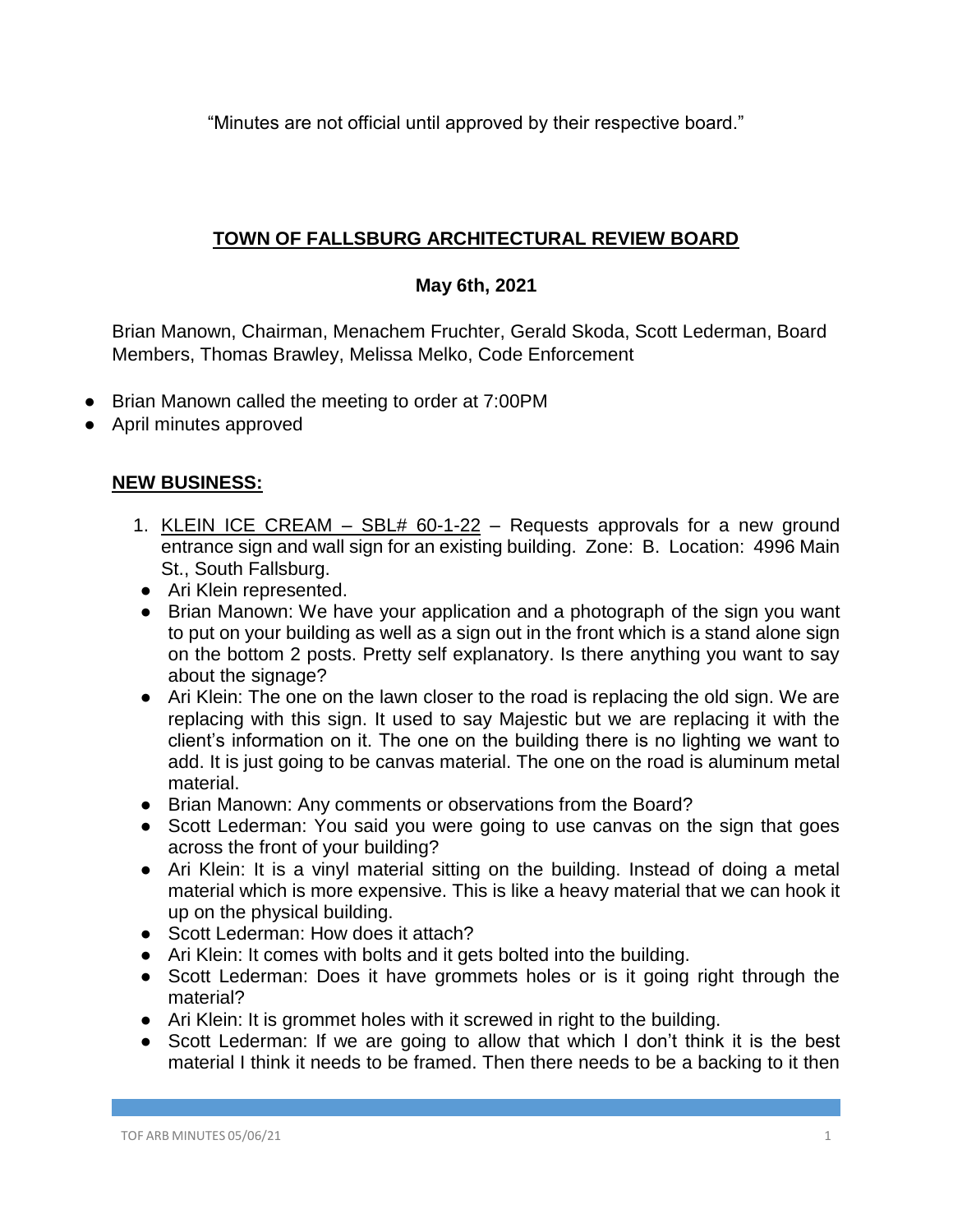"Minutes are not official until approved by their respective board."

# TOWN OF FALLSBURG ARCHITECTURAL REVIEW BOARD

## May 6th, 2021

Brian Manown, Chairman, Menachem Fruchter, Gerald Skoda, Scott Lederman, Board Members, Thomas Brawley, Melissa Melko, Code Enforcement

- Brian Manown called the meeting to order at 7:00PM
- April minutes approved

## NEW BUSINESS:

1. KLEIN ICE CREAM – SBL# 60-1-22 – Requests approvals for a new ground entrance sign and wall sign for an existing building. Zone: B. Location: 4996 Main St., South Fallsburg.
   - Ari Klein represented.
   - Brian Manown: We have your application and a photograph of the sign you want to put on your building as well as a sign out in the front which is a stand alone sign on the bottom 2 posts. Pretty self explanatory. Is there anything you want to say about the signage?
   - Ari Klein: The one on the lawn closer to the road is replacing the old sign. We are replacing with this sign. It used to say Majestic but we are replacing it with the client's information on it. The one on the building there is no lighting we want to add. It is just going to be canvas material. The one on the road is aluminum metal material.
   - Brian Manown: Any comments or observations from the Board?
   - Scott Lederman: You said you were going to use canvas on the sign that goes across the front of your building?
   - Ari Klein: It is a vinyl material sitting on the building. Instead of doing a metal material which is more expensive. This is like a heavy material that we can hook it up on the physical building.
   - Scott Lederman: How does it attach?
   - Ari Klein: It comes with bolts and it gets bolted into the building.
   - Scott Lederman: Does it have grommets holes or is it going right through the material?
   - Ari Klein: It is grommet holes with it screwed in right to the building.
   - Scott Lederman: If we are going to allow that which I don't think it is the best material I think it needs to be framed. Then there needs to be a backing to it then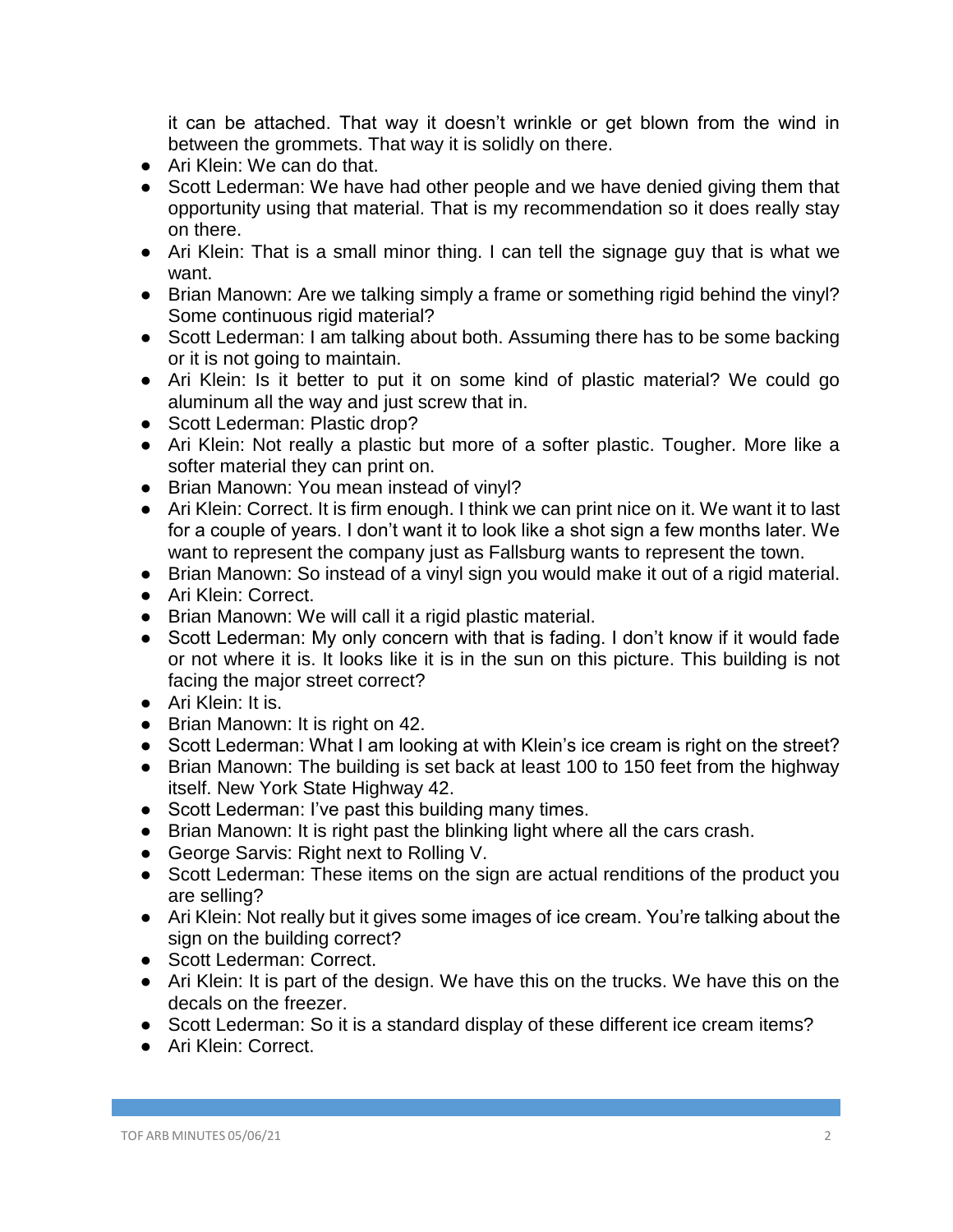it can be attached. That way it doesn't wrinkle or get blown from the wind in between the grommets. That way it is solidly on there.

- Ari Klein: We can do that.
- Scott Lederman: We have had other people and we have denied giving them that opportunity using that material. That is my recommendation so it does really stay on there.
- Ari Klein: That is a small minor thing. I can tell the signage guy that is what we want.
- Brian Manown: Are we talking simply a frame or something rigid behind the vinyl? Some continuous rigid material?
- Scott Lederman: I am talking about both. Assuming there has to be some backing or it is not going to maintain.
- Ari Klein: Is it better to put it on some kind of plastic material? We could go aluminum all the way and just screw that in.
- Scott Lederman: Plastic drop?
- Ari Klein: Not really a plastic but more of a softer plastic. Tougher. More like a softer material they can print on.
- Brian Manown: You mean instead of vinyl?
- Ari Klein: Correct. It is firm enough. I think we can print nice on it. We want it to last for a couple of years. I don't want it to look like a shot sign a few months later. We want to represent the company just as Fallsburg wants to represent the town.
- Brian Manown: So instead of a vinyl sign you would make it out of a rigid material.
- Ari Klein: Correct.
- Brian Manown: We will call it a rigid plastic material.
- Scott Lederman: My only concern with that is fading. I don't know if it would fade or not where it is. It looks like it is in the sun on this picture. This building is not facing the major street correct?
- Ari Klein: It is.
- Brian Manown: It is right on 42.
- Scott Lederman: What I am looking at with Klein's ice cream is right on the street?
- Brian Manown: The building is set back at least 100 to 150 feet from the highway itself. New York State Highway 42.
- Scott Lederman: I've past this building many times.
- Brian Manown: It is right past the blinking light where all the cars crash.
- George Sarvis: Right next to Rolling V.
- Scott Lederman: These items on the sign are actual renditions of the product you are selling?
- Ari Klein: Not really but it gives some images of ice cream. You're talking about the sign on the building correct?
- Scott Lederman: Correct.
- Ari Klein: It is part of the design. We have this on the trucks. We have this on the decals on the freezer.
- Scott Lederman: So it is a standard display of these different ice cream items?
- Ari Klein: Correct.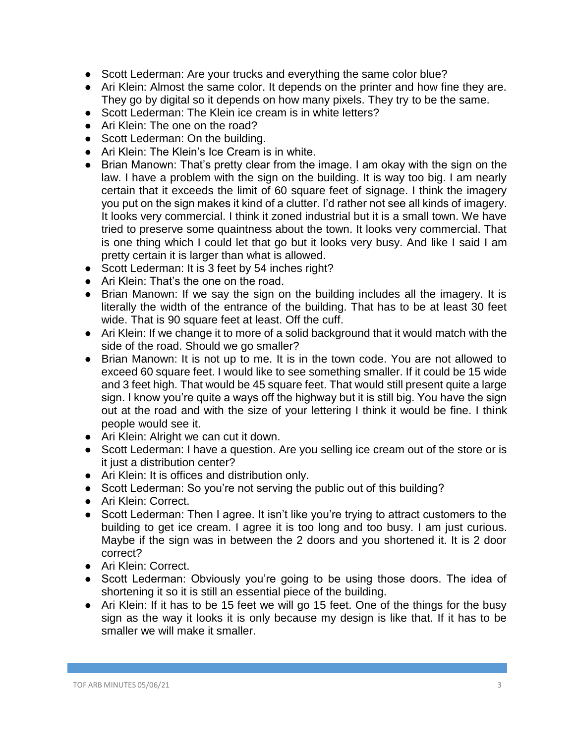- Scott Lederman: Are your trucks and everything the same color blue?
- Ari Klein: Almost the same color. It depends on the printer and how fine they are. They go by digital so it depends on how many pixels. They try to be the same.
- Scott Lederman: The Klein ice cream is in white letters?
- Ari Klein: The one on the road?
- Scott Lederman: On the building.
- Ari Klein: The Klein's Ice Cream is in white.
- Brian Manown: That's pretty clear from the image. I am okay with the sign on the law. I have a problem with the sign on the building. It is way too big. I am nearly certain that it exceeds the limit of 60 square feet of signage. I think the imagery you put on the sign makes it kind of a clutter. I'd rather not see all kinds of imagery. It looks very commercial. I think it zoned industrial but it is a small town. We have tried to preserve some quaintness about the town. It looks very commercial. That is one thing which I could let that go but it looks very busy. And like I said I am pretty certain it is larger than what is allowed.
- Scott Lederman: It is 3 feet by 54 inches right?
- Ari Klein: That's the one on the road.
- Brian Manown: If we say the sign on the building includes all the imagery. It is literally the width of the entrance of the building. That has to be at least 30 feet wide. That is 90 square feet at least. Off the cuff.
- Ari Klein: If we change it to more of a solid background that it would match with the side of the road. Should we go smaller?
- Brian Manown: It is not up to me. It is in the town code. You are not allowed to exceed 60 square feet. I would like to see something smaller. If it could be 15 wide and 3 feet high. That would be 45 square feet. That would still present quite a large sign. I know you're quite a ways off the highway but it is still big. You have the sign out at the road and with the size of your lettering I think it would be fine. I think people would see it.
- Ari Klein: Alright we can cut it down.
- Scott Lederman: I have a question. Are you selling ice cream out of the store or is it just a distribution center?
- Ari Klein: It is offices and distribution only.
- Scott Lederman: So you're not serving the public out of this building?
- Ari Klein: Correct.
- Scott Lederman: Then I agree. It isn't like you're trying to attract customers to the building to get ice cream. I agree it is too long and too busy. I am just curious. Maybe if the sign was in between the 2 doors and you shortened it. It is 2 door correct?
- Ari Klein: Correct.
- Scott Lederman: Obviously you're going to be using those doors. The idea of shortening it so it is still an essential piece of the building.
- Ari Klein: If it has to be 15 feet we will go 15 feet. One of the things for the busy sign as the way it looks it is only because my design is like that. If it has to be smaller we will make it smaller.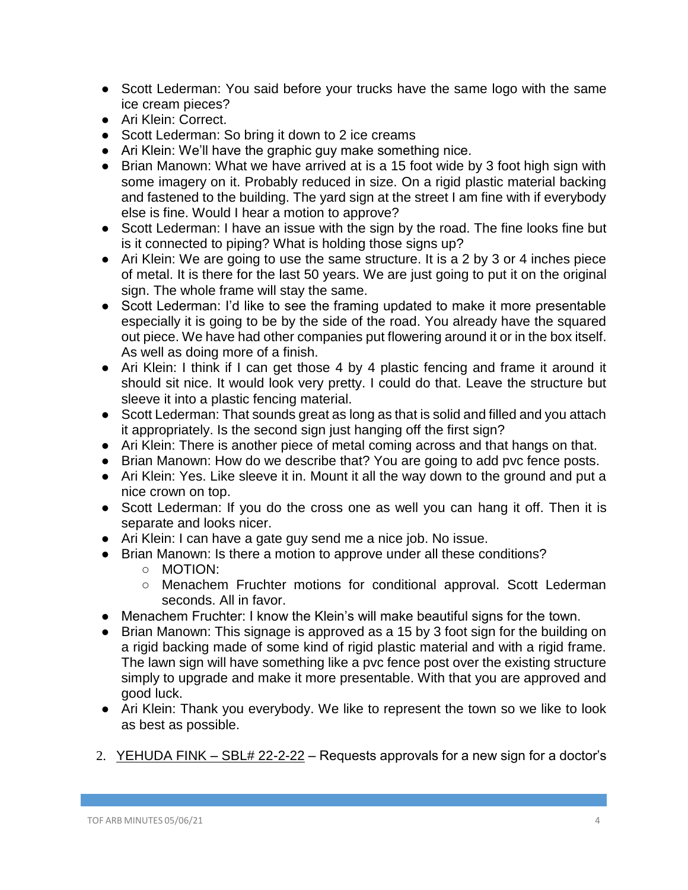- Scott Lederman: You said before your trucks have the same logo with the same ice cream pieces?
- Ari Klein: Correct.
- Scott Lederman: So bring it down to 2 ice creams
- Ari Klein: We'll have the graphic guy make something nice.
- Brian Manown: What we have arrived at is a 15 foot wide by 3 foot high sign with some imagery on it. Probably reduced in size. On a rigid plastic material backing and fastened to the building. The yard sign at the street I am fine with if everybody else is fine. Would I hear a motion to approve?
- Scott Lederman: I have an issue with the sign by the road. The fine looks fine but is it connected to piping? What is holding those signs up?
- Ari Klein: We are going to use the same structure. It is a 2 by 3 or 4 inches piece of metal. It is there for the last 50 years. We are just going to put it on the original sign. The whole frame will stay the same.
- Scott Lederman: I'd like to see the framing updated to make it more presentable especially it is going to be by the side of the road. You already have the squared out piece. We have had other companies put flowering around it or in the box itself. As well as doing more of a finish.
- Ari Klein: I think if I can get those 4 by 4 plastic fencing and frame it around it should sit nice. It would look very pretty. I could do that. Leave the structure but sleeve it into a plastic fencing material.
- Scott Lederman: That sounds great as long as that is solid and filled and you attach it appropriately. Is the second sign just hanging off the first sign?
- Ari Klein: There is another piece of metal coming across and that hangs on that.
- Brian Manown: How do we describe that? You are going to add pvc fence posts.
- Ari Klein: Yes. Like sleeve it in. Mount it all the way down to the ground and put a nice crown on top.
- Scott Lederman: If you do the cross one as well you can hang it off. Then it is separate and looks nicer.
- Ari Klein: I can have a gate guy send me a nice job. No issue.
- Brian Manown: Is there a motion to approve under all these conditions?
  - MOTION:
  - Menachem Fruchter motions for conditional approval. Scott Lederman seconds. All in favor.
- Menachem Fruchter: I know the Klein's will make beautiful signs for the town.
- Brian Manown: This signage is approved as a 15 by 3 foot sign for the building on a rigid backing made of some kind of rigid plastic material and with a rigid frame. The lawn sign will have something like a pvc fence post over the existing structure simply to upgrade and make it more presentable. With that you are approved and good luck.
- Ari Klein: Thank you everybody. We like to represent the town so we like to look as best as possible.

2. YEHUDA FINK – SBL# 22-2-22 – Requests approvals for a new sign for a doctor's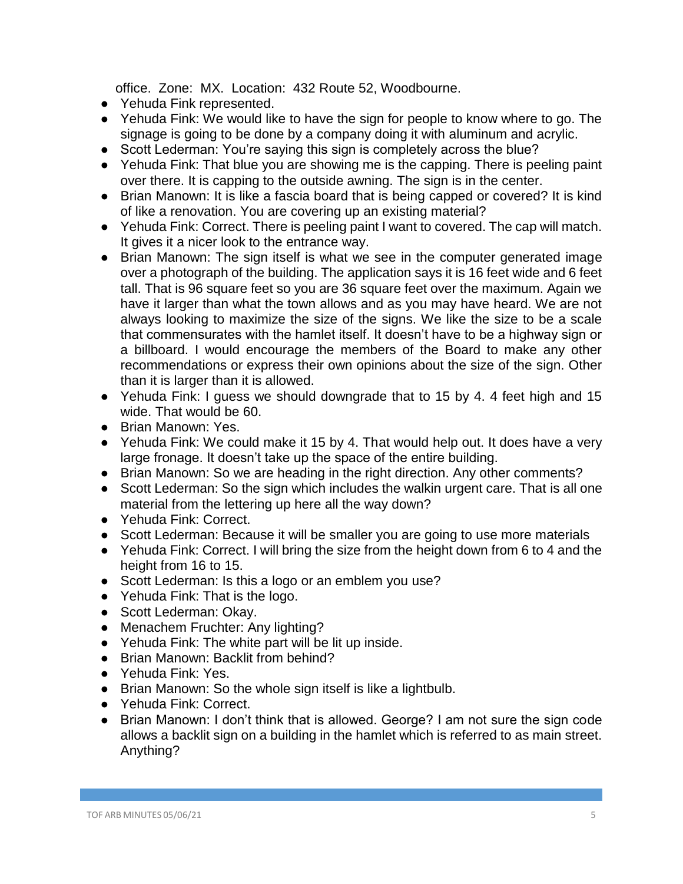office. Zone: MX. Location: 432 Route 52, Woodbourne.

- Yehuda Fink represented.
- Yehuda Fink: We would like to have the sign for people to know where to go. The signage is going to be done by a company doing it with aluminum and acrylic.
- Scott Lederman: You're saying this sign is completely across the blue?
- Yehuda Fink: That blue you are showing me is the capping. There is peeling paint over there. It is capping to the outside awning. The sign is in the center.
- Brian Manown: It is like a fascia board that is being capped or covered? It is kind of like a renovation. You are covering up an existing material?
- Yehuda Fink: Correct. There is peeling paint I want to covered. The cap will match. It gives it a nicer look to the entrance way.
- Brian Manown: The sign itself is what we see in the computer generated image over a photograph of the building. The application says it is 16 feet wide and 6 feet tall. That is 96 square feet so you are 36 square feet over the maximum. Again we have it larger than what the town allows and as you may have heard. We are not always looking to maximize the size of the signs. We like the size to be a scale that commensurates with the hamlet itself. It doesn't have to be a highway sign or a billboard. I would encourage the members of the Board to make any other recommendations or express their own opinions about the size of the sign. Other than it is larger than it is allowed.
- Yehuda Fink: I guess we should downgrade that to 15 by 4. 4 feet high and 15 wide. That would be 60.
- Brian Manown: Yes.
- Yehuda Fink: We could make it 15 by 4. That would help out. It does have a very large fronage. It doesn't take up the space of the entire building.
- Brian Manown: So we are heading in the right direction. Any other comments?
- Scott Lederman: So the sign which includes the walkin urgent care. That is all one material from the lettering up here all the way down?
- Yehuda Fink: Correct.
- Scott Lederman: Because it will be smaller you are going to use more materials
- Yehuda Fink: Correct. I will bring the size from the height down from 6 to 4 and the height from 16 to 15.
- Scott Lederman: Is this a logo or an emblem you use?
- Yehuda Fink: That is the logo.
- Scott Lederman: Okay.
- Menachem Fruchter: Any lighting?
- Yehuda Fink: The white part will be lit up inside.
- Brian Manown: Backlit from behind?
- Yehuda Fink: Yes.
- Brian Manown: So the whole sign itself is like a lightbulb.
- Yehuda Fink: Correct.
- Brian Manown: I don't think that is allowed. George? I am not sure the sign code allows a backlit sign on a building in the hamlet which is referred to as main street. Anything?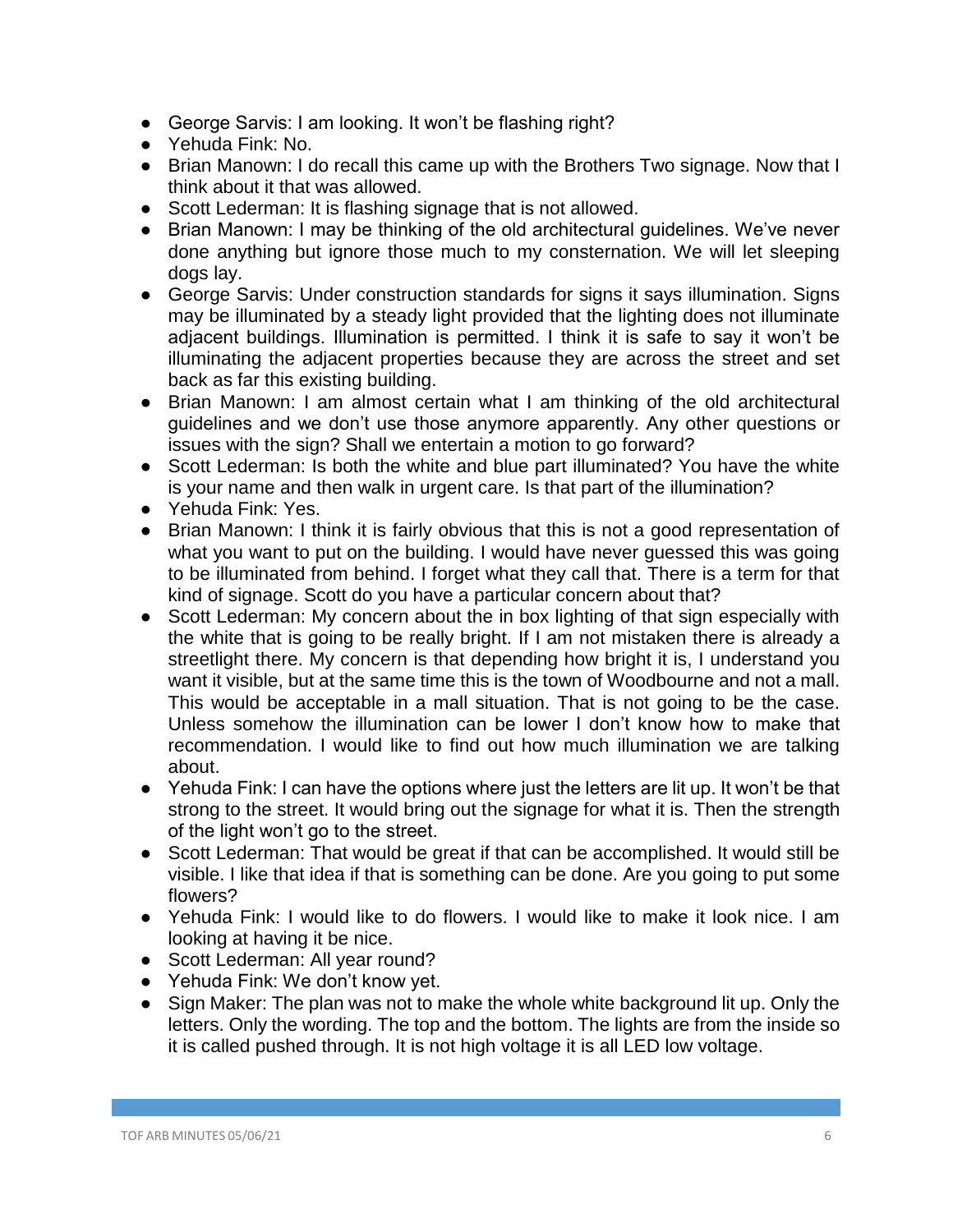- George Sarvis: I am looking. It won't be flashing right?
- Yehuda Fink: No.
- Brian Manown: I do recall this came up with the Brothers Two signage. Now that I think about it that was allowed.
- Scott Lederman: It is flashing signage that is not allowed.
- Brian Manown: I may be thinking of the old architectural guidelines. We've never done anything but ignore those much to my consternation. We will let sleeping dogs lay.
- George Sarvis: Under construction standards for signs it says illumination. Signs may be illuminated by a steady light provided that the lighting does not illuminate adjacent buildings. Illumination is permitted. I think it is safe to say it won't be illuminating the adjacent properties because they are across the street and set back as far this existing building.
- Brian Manown: I am almost certain what I am thinking of the old architectural guidelines and we don't use those anymore apparently. Any other questions or issues with the sign? Shall we entertain a motion to go forward?
- Scott Lederman: Is both the white and blue part illuminated? You have the white is your name and then walk in urgent care. Is that part of the illumination?
- Yehuda Fink: Yes.
- Brian Manown: I think it is fairly obvious that this is not a good representation of what you want to put on the building. I would have never guessed this was going to be illuminated from behind. I forget what they call that. There is a term for that kind of signage. Scott do you have a particular concern about that?
- Scott Lederman: My concern about the in box lighting of that sign especially with the white that is going to be really bright. If I am not mistaken there is already a streetlight there. My concern is that depending how bright it is, I understand you want it visible, but at the same time this is the town of Woodbourne and not a mall. This would be acceptable in a mall situation. That is not going to be the case. Unless somehow the illumination can be lower I don't know how to make that recommendation. I would like to find out how much illumination we are talking about.
- Yehuda Fink: I can have the options where just the letters are lit up. It won't be that strong to the street. It would bring out the signage for what it is. Then the strength of the light won't go to the street.
- Scott Lederman: That would be great if that can be accomplished. It would still be visible. I like that idea if that is something can be done. Are you going to put some flowers?
- Yehuda Fink: I would like to do flowers. I would like to make it look nice. I am looking at having it be nice.
- Scott Lederman: All year round?
- Yehuda Fink: We don't know yet.
- Sign Maker: The plan was not to make the whole white background lit up. Only the letters. Only the wording. The top and the bottom. The lights are from the inside so it is called pushed through. It is not high voltage it is all LED low voltage.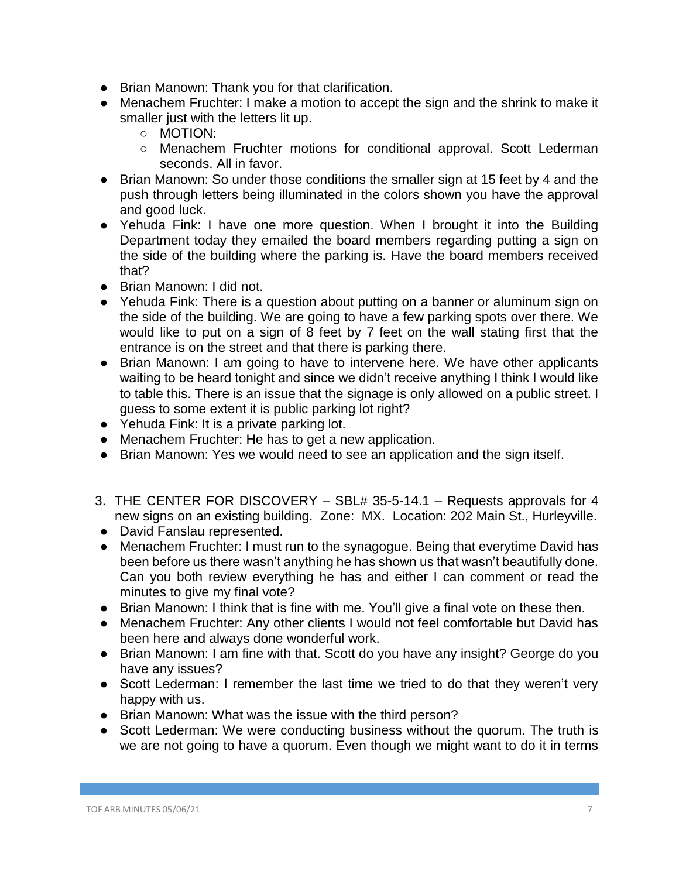- Brian Manown: Thank you for that clarification.
- Menachem Fruchter: I make a motion to accept the sign and the shrink to make it smaller just with the letters lit up.
  - MOTION:
  - Menachem Fruchter motions for conditional approval. Scott Lederman seconds. All in favor.
- Brian Manown: So under those conditions the smaller sign at 15 feet by 4 and the push through letters being illuminated in the colors shown you have the approval and good luck.
- Yehuda Fink: I have one more question. When I brought it into the Building Department today they emailed the board members regarding putting a sign on the side of the building where the parking is. Have the board members received that?
- Brian Manown: I did not.
- Yehuda Fink: There is a question about putting on a banner or aluminum sign on the side of the building. We are going to have a few parking spots over there. We would like to put on a sign of 8 feet by 7 feet on the wall stating first that the entrance is on the street and that there is parking there.
- Brian Manown: I am going to have to intervene here. We have other applicants waiting to be heard tonight and since we didn't receive anything I think I would like to table this. There is an issue that the signage is only allowed on a public street. I guess to some extent it is public parking lot right?
- Yehuda Fink: It is a private parking lot.
- Menachem Fruchter: He has to get a new application.
- Brian Manown: Yes we would need to see an application and the sign itself.

3. THE CENTER FOR DISCOVERY – SBL# 35-5-14.1 – Requests approvals for 4 new signs on an existing building. Zone: MX. Location: 202 Main St., Hurleyville.

- David Fanslau represented.
- Menachem Fruchter: I must run to the synagogue. Being that everytime David has been before us there wasn't anything he has shown us that wasn't beautifully done. Can you both review everything he has and either I can comment or read the minutes to give my final vote?
- Brian Manown: I think that is fine with me. You'll give a final vote on these then.
- Menachem Fruchter: Any other clients I would not feel comfortable but David has been here and always done wonderful work.
- Brian Manown: I am fine with that. Scott do you have any insight? George do you have any issues?
- Scott Lederman: I remember the last time we tried to do that they weren't very happy with us.
- Brian Manown: What was the issue with the third person?
- Scott Lederman: We were conducting business without the quorum. The truth is we are not going to have a quorum. Even though we might want to do it in terms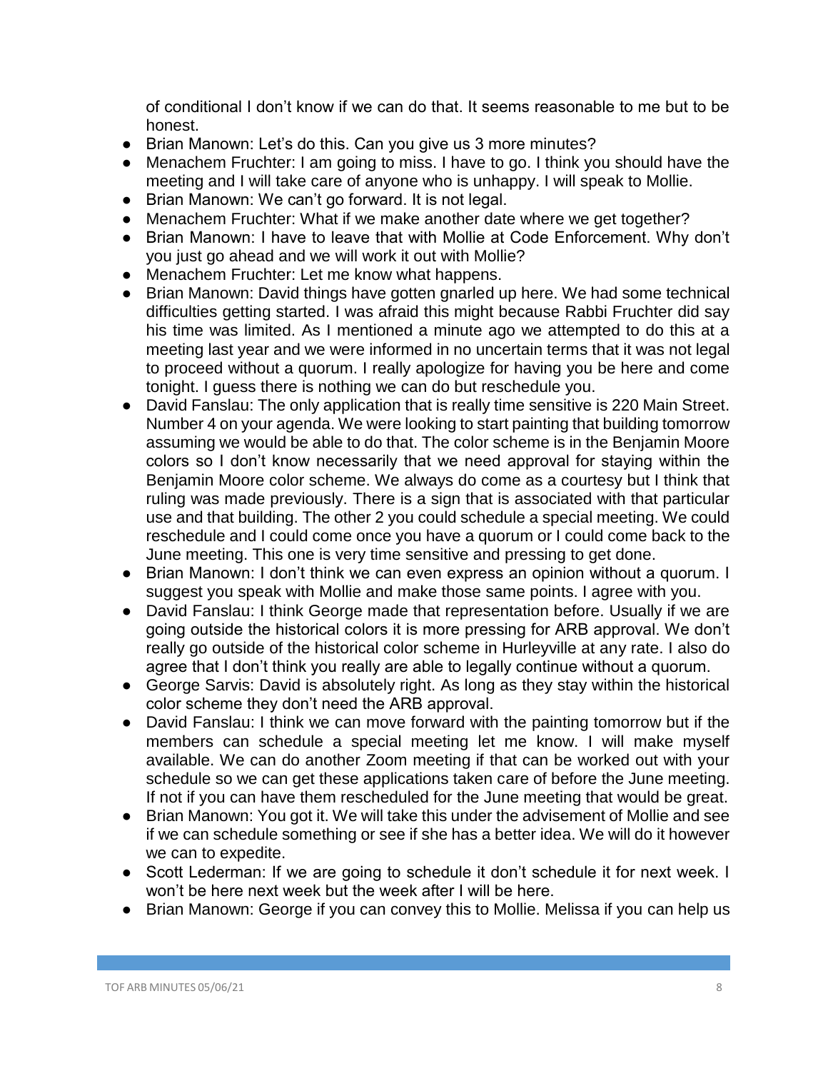of conditional I don't know if we can do that. It seems reasonable to me but to be honest.

- Brian Manown: Let's do this. Can you give us 3 more minutes?
- Menachem Fruchter: I am going to miss. I have to go. I think you should have the meeting and I will take care of anyone who is unhappy. I will speak to Mollie.
- Brian Manown: We can't go forward. It is not legal.
- Menachem Fruchter: What if we make another date where we get together?
- Brian Manown: I have to leave that with Mollie at Code Enforcement. Why don't you just go ahead and we will work it out with Mollie?
- Menachem Fruchter: Let me know what happens.
- Brian Manown: David things have gotten gnarled up here. We had some technical difficulties getting started. I was afraid this might because Rabbi Fruchter did say his time was limited. As I mentioned a minute ago we attempted to do this at a meeting last year and we were informed in no uncertain terms that it was not legal to proceed without a quorum. I really apologize for having you be here and come tonight. I guess there is nothing we can do but reschedule you.
- David Fanslau: The only application that is really time sensitive is 220 Main Street. Number 4 on your agenda. We were looking to start painting that building tomorrow assuming we would be able to do that. The color scheme is in the Benjamin Moore colors so I don't know necessarily that we need approval for staying within the Benjamin Moore color scheme. We always do come as a courtesy but I think that ruling was made previously. There is a sign that is associated with that particular use and that building. The other 2 you could schedule a special meeting. We could reschedule and I could come once you have a quorum or I could come back to the June meeting. This one is very time sensitive and pressing to get done.
- Brian Manown: I don't think we can even express an opinion without a quorum. I suggest you speak with Mollie and make those same points. I agree with you.
- David Fanslau: I think George made that representation before. Usually if we are going outside the historical colors it is more pressing for ARB approval. We don't really go outside of the historical color scheme in Hurleyville at any rate. I also do agree that I don't think you really are able to legally continue without a quorum.
- George Sarvis: David is absolutely right. As long as they stay within the historical color scheme they don't need the ARB approval.
- David Fanslau: I think we can move forward with the painting tomorrow but if the members can schedule a special meeting let me know. I will make myself available. We can do another Zoom meeting if that can be worked out with your schedule so we can get these applications taken care of before the June meeting. If not if you can have them rescheduled for the June meeting that would be great.
- Brian Manown: You got it. We will take this under the advisement of Mollie and see if we can schedule something or see if she has a better idea. We will do it however we can to expedite.
- Scott Lederman: If we are going to schedule it don't schedule it for next week. I won't be here next week but the week after I will be here.
- Brian Manown: George if you can convey this to Mollie. Melissa if you can help us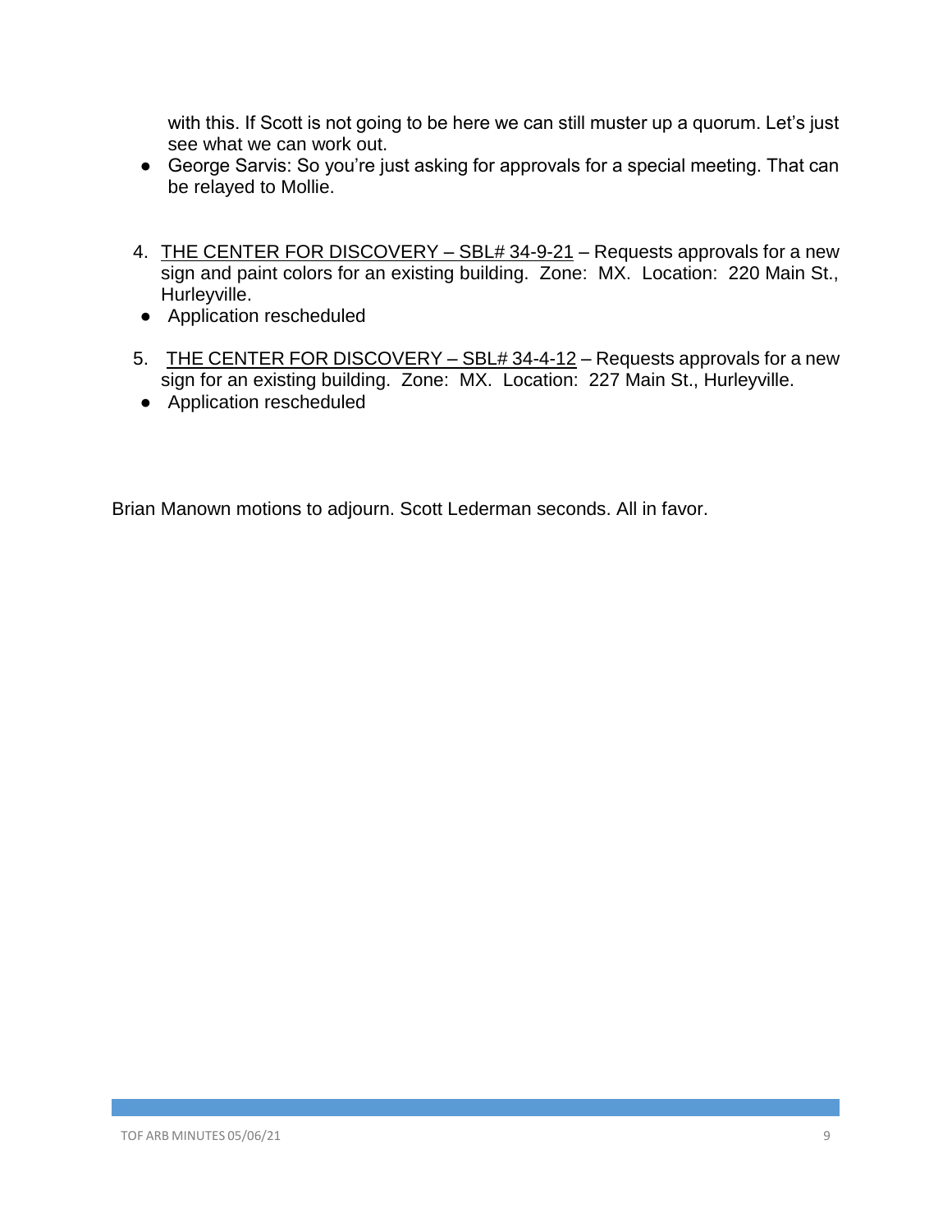with this. If Scott is not going to be here we can still muster up a quorum. Let's just see what we can work out.

- George Sarvis: So you're just asking for approvals for a special meeting. That can be relayed to Mollie.

4. THE CENTER FOR DISCOVERY – SBL# 34-9-21 – Requests approvals for a new sign and paint colors for an existing building. Zone: MX. Location: 220 Main St., Hurleyville.
   - Application rescheduled

5. THE CENTER FOR DISCOVERY – SBL# 34-4-12 – Requests approvals for a new sign for an existing building. Zone: MX. Location: 227 Main St., Hurleyville.
   - Application rescheduled

Brian Manown motions to adjourn. Scott Lederman seconds. All in favor.